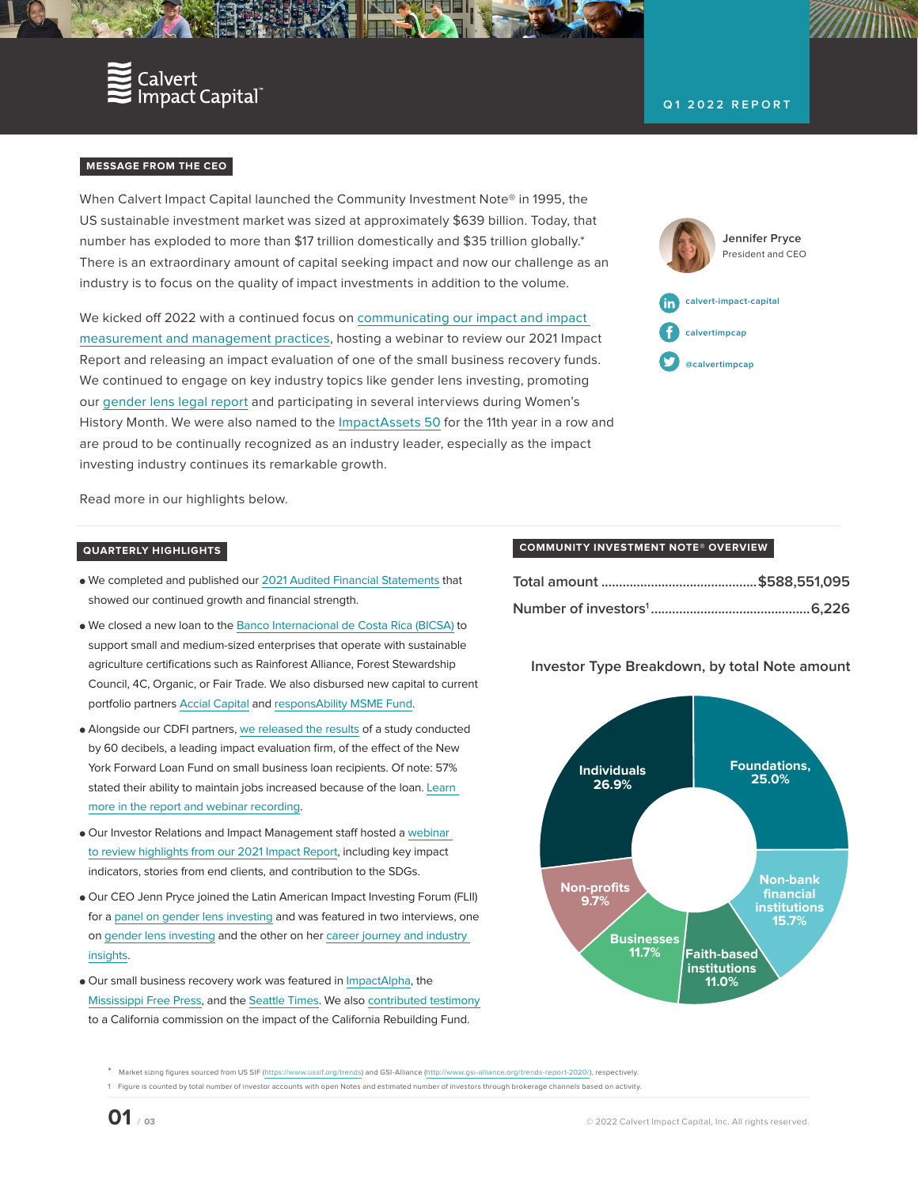Calvert Impact Capital

Q1 2022 REPORT

## MESSAGE FROM THE CEO

When Calvert Impact Capital launched the Community Investment Note® in 1995, the US sustainable investment market was sized at approximately $639 billion. Today, that number has exploded to more than $17 trillion domestically and $35 trillion globally.* There is an extraordinary amount of capital seeking impact and now our challenge as an industry is to focus on the quality of impact investments in addition to the volume.

We kicked off 2022 with a continued focus on communicating our impact and impact measurement and management practices, hosting a webinar to review our 2021 Impact Report and releasing an impact evaluation of one of the small business recovery funds. We continued to engage on key industry topics like gender lens investing, promoting our gender lens legal report and participating in several interviews during Women's History Month. We were also named to the ImpactAssets 50 for the 11th year in a row and are proud to be continually recognized as an industry leader, especially as the impact investing industry continues its remarkable growth.

Read more in our highlights below.

**Jennifer Pryce**
President and CEO

calvert-impact-capital
calvertimpcap
@calvertimpcap

## QUARTERLY HIGHLIGHTS

- We completed and published our 2021 Audited Financial Statements that showed our continued growth and financial strength.
- We closed a new loan to the Banco Internacional de Costa Rica (BICSA) to support small and medium-sized enterprises that operate with sustainable agriculture certifications such as Rainforest Alliance, Forest Stewardship Council, 4C, Organic, or Fair Trade. We also disbursed new capital to current portfolio partners Accial Capital and responsAbility MSME Fund.
- Alongside our CDFI partners, we released the results of a study conducted by 60 decibels, a leading impact evaluation firm, of the effect of the New York Forward Loan Fund on small business loan recipients. Of note: 57% stated their ability to maintain jobs increased because of the loan. Learn more in the report and webinar recording.
- Our Investor Relations and Impact Management staff hosted a webinar to review highlights from our 2021 Impact Report, including key impact indicators, stories from end clients, and contribution to the SDGs.
- Our CEO Jenn Pryce joined the Latin American Impact Investing Forum (FLII) for a panel on gender lens investing and was featured in two interviews, one on gender lens investing and the other on her career journey and industry insights.
- Our small business recovery work was featured in ImpactAlpha, the Mississippi Free Press, and the Seattle Times. We also contributed testimony to a California commission on the impact of the California Rebuilding Fund.

## COMMUNITY INVESTMENT NOTE® OVERVIEW

| | |
|---|---|
| Total amount | $588,551,095 |
| Number of investors[1] | 6,226 |

**Investor Type Breakdown, by total Note amount**

| Investor Type | Share |
|---|---|
| Individuals | 26.9% |
| Foundations | 25.0% |
| Non-bank financial institutions | 15.7% |
| Faith-based institutions | 11.0% |
| Businesses | 11.7% |
| Non-profits | 9.7% |

\* Market sizing figures sourced from US SIF (https://www.ussif.org/trends) and GSI-Alliance (http://www.gsi-alliance.org/trends-report-2020/), respectively.

1 Figure is counted by total number of investor accounts with open Notes and estimated number of investors through brokerage channels based on activity.

© 2022 Calvert Impact Capital, Inc. All rights reserved.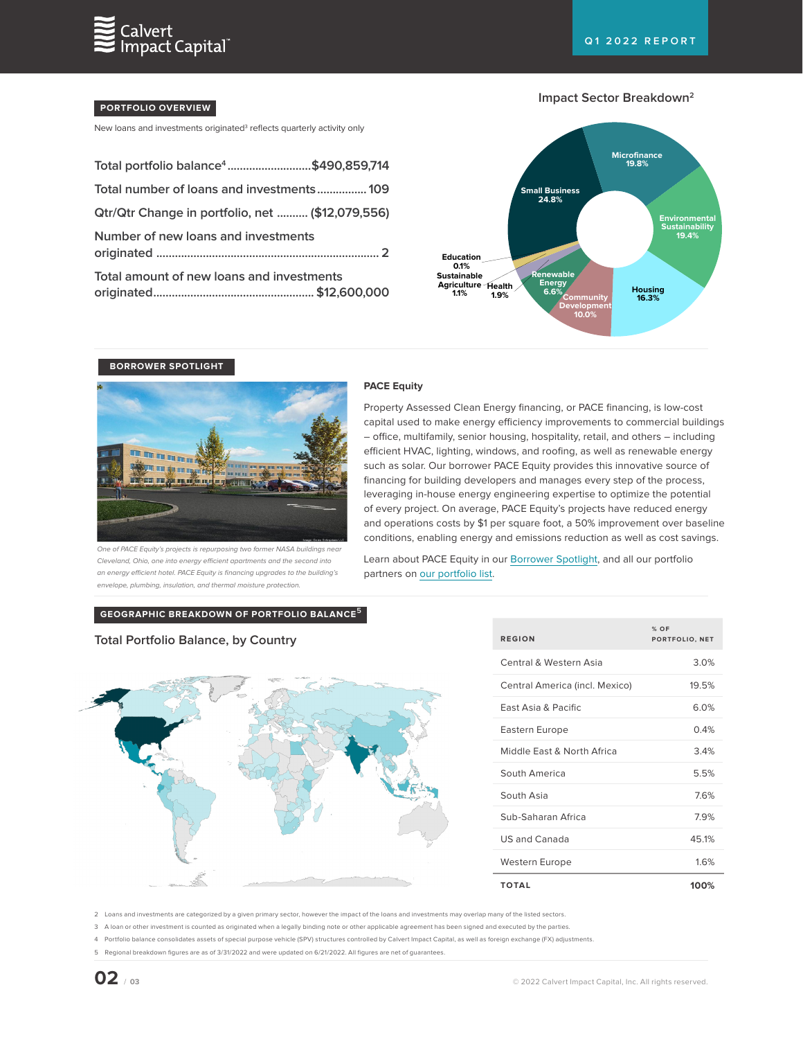## PORTFOLIO OVERVIEW

New loans and investments originated[3] reflects quarterly activity only

Total portfolio balance[4] .......................... $490,859,714

Total number of loans and investments ................ 109

Qtr/Qtr Change in portfolio, net .......... ($12,079,556)

Number of new loans and investments originated ...................................................... 2

Total amount of new loans and investments originated.................................................. $12,600,000

### Impact Sector Breakdown[2]

- Microfinance 19.8%
- Environmental Sustainability 19.4%
- Housing 16.3%
- Community Development 10.0%
- Renewable Energy 6.6%
- Health 1.9%
- Sustainable Agriculture 1.1%
- Education 0.1%
- Small Business 24.8%

## BORROWER SPOTLIGHT

*One of PACE Equity's projects is repurposing two former NASA buildings near Cleveland, Ohio, one into energy efficient apartments and the second into an energy efficient hotel. PACE Equity is financing upgrades to the building's envelope, plumbing, insulation, and thermal moisture protection.*

### PACE Equity

Property Assessed Clean Energy financing, or PACE financing, is low-cost capital used to make energy efficiency improvements to commercial buildings – office, multifamily, senior housing, hospitality, retail, and others – including efficient HVAC, lighting, windows, and roofing, as well as renewable energy such as solar. Our borrower PACE Equity provides this innovative source of financing for building developers and manages every step of the process, leveraging in-house energy engineering expertise to optimize the potential of every project. On average, PACE Equity's projects have reduced energy and operations costs by $1 per square foot, a 50% improvement over baseline conditions, enabling energy and emissions reduction as well as cost savings.

Learn about PACE Equity in our Borrower Spotlight, and all our portfolio partners on our portfolio list.

## GEOGRAPHIC BREAKDOWN OF PORTFOLIO BALANCE[5]

### Total Portfolio Balance, by Country

| REGION | % OF PORTFOLIO, NET |
|---|---|
| Central & Western Asia | 3.0% |
| Central America (incl. Mexico) | 19.5% |
| East Asia & Pacific | 6.0% |
| Eastern Europe | 0.4% |
| Middle East & North Africa | 3.4% |
| South America | 5.5% |
| South Asia | 7.6% |
| Sub-Saharan Africa | 7.9% |
| US and Canada | 45.1% |
| Western Europe | 1.6% |
| **TOTAL** | **100%** |

2 Loans and investments are categorized by a given primary sector, however the impact of the loans and investments may overlap many of the listed sectors.

3 A loan or other investment is counted as originated when a legally binding note or other applicable agreement has been signed and executed by the parties.

4 Portfolio balance consolidates assets of special purpose vehicle (SPV) structures controlled by Calvert Impact Capital, as well as foreign exchange (FX) adjustments.

5 Regional breakdown figures are as of 3/31/2022 and were updated on 6/21/2022. All figures are net of guarantees.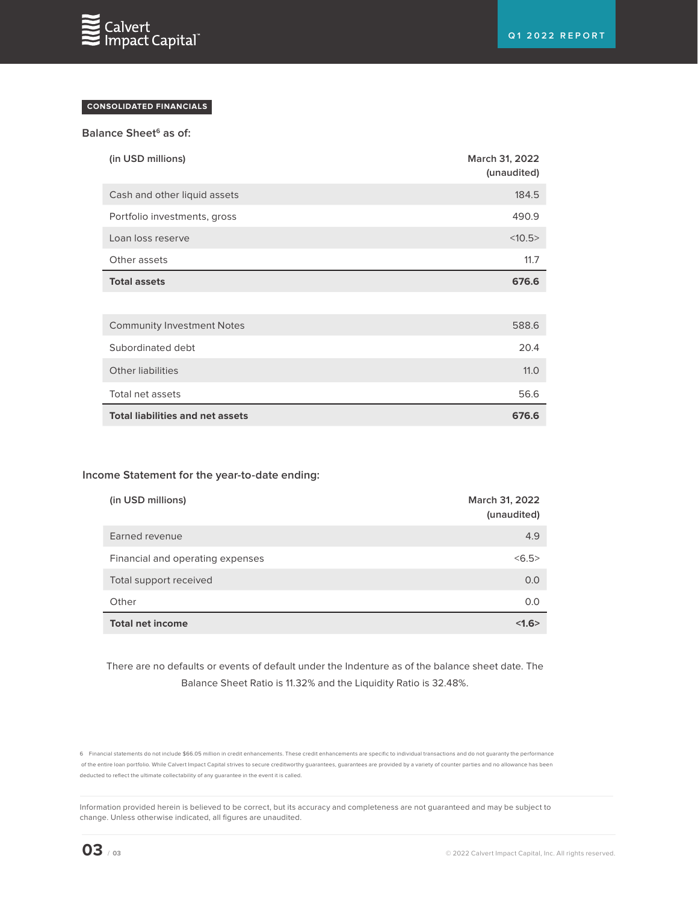**CONSOLIDATED FINANCIALS**

### Balance Sheet[6] as of:

| (in USD millions) | March 31, 2022 (unaudited) |
| --- | --- |
| Cash and other liquid assets | 184.5 |
| Portfolio investments, gross | 490.9 |
| Loan loss reserve | <10.5> |
| Other assets | 11.7 |
| **Total assets** | **676.6** |
| | |
| Community Investment Notes | 588.6 |
| Subordinated debt | 20.4 |
| Other liabilities | 11.0 |
| Total net assets | 56.6 |
| **Total liabilities and net assets** | **676.6** |

### Income Statement for the year-to-date ending:

| (in USD millions) | March 31, 2022 (unaudited) |
| --- | --- |
| Earned revenue | 4.9 |
| Financial and operating expenses | <6.5> |
| Total support received | 0.0 |
| Other | 0.0 |
| **Total net income** | **<1.6>** |

There are no defaults or events of default under the Indenture as of the balance sheet date. The Balance Sheet Ratio is 11.32% and the Liquidity Ratio is 32.48%.

6 Financial statements do not include $66.05 million in credit enhancements. These credit enhancements are specific to individual transactions and do not guaranty the performance of the entire loan portfolio. While Calvert Impact Capital strives to secure creditworthy guarantees, guarantees are provided by a variety of counter parties and no allowance has been deducted to reflect the ultimate collectability of any guarantee in the event it is called.

Information provided herein is believed to be correct, but its accuracy and completeness are not guaranteed and may be subject to change. Unless otherwise indicated, all figures are unaudited.

© 2022 Calvert Impact Capital, Inc. All rights reserved.